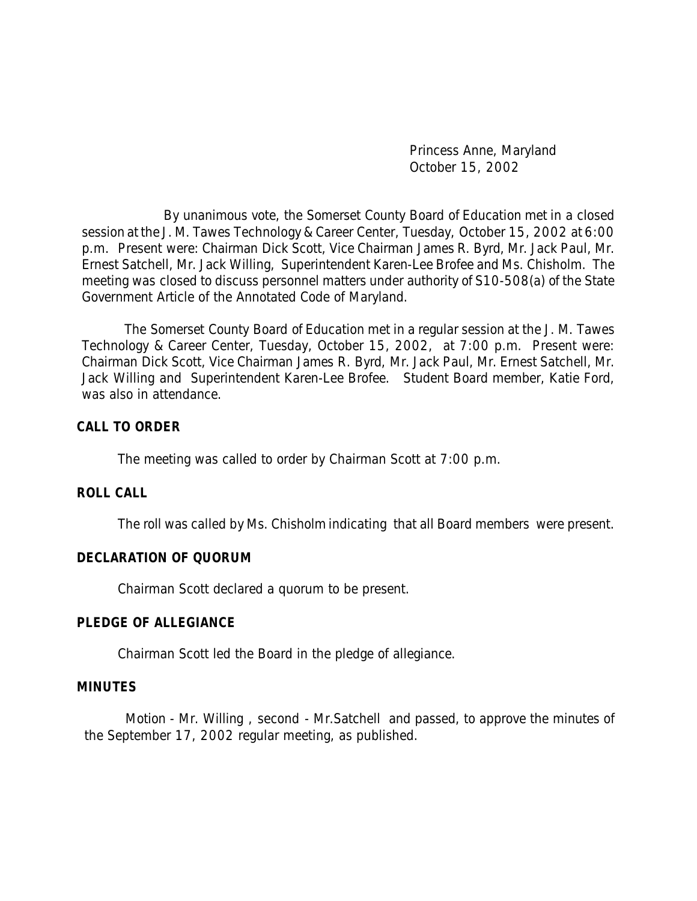Princess Anne, Maryland
October 15, 2002

By unanimous vote, the Somerset County Board of Education met in a closed session at the J. M. Tawes Technology & Career Center, Tuesday, October 15, 2002 at 6:00 p.m. Present were: Chairman Dick Scott, Vice Chairman James R. Byrd, Mr. Jack Paul, Mr. Ernest Satchell, Mr. Jack Willing, Superintendent Karen-Lee Brofee and Ms. Chisholm. The meeting was closed to discuss personnel matters under authority of S10-508(a) of the State Government Article of the Annotated Code of Maryland.

The Somerset County Board of Education met in a regular session at the J. M. Tawes Technology & Career Center, Tuesday, October 15, 2002, at 7:00 p.m. Present were: Chairman Dick Scott, Vice Chairman James R. Byrd, Mr. Jack Paul, Mr. Ernest Satchell, Mr. Jack Willing and Superintendent Karen-Lee Brofee. Student Board member, Katie Ford, was also in attendance.

**CALL TO ORDER**

The meeting was called to order by Chairman Scott at 7:00 p.m.

**ROLL CALL**

The roll was called by Ms. Chisholm indicating that all Board members were present.

**DECLARATION OF QUORUM**

Chairman Scott declared a quorum to be present.

**PLEDGE OF ALLEGIANCE**

Chairman Scott led the Board in the pledge of allegiance.

**MINUTES**

Motion - Mr. Willing , second - Mr.Satchell and passed, to approve the minutes of the September 17, 2002 regular meeting, as published.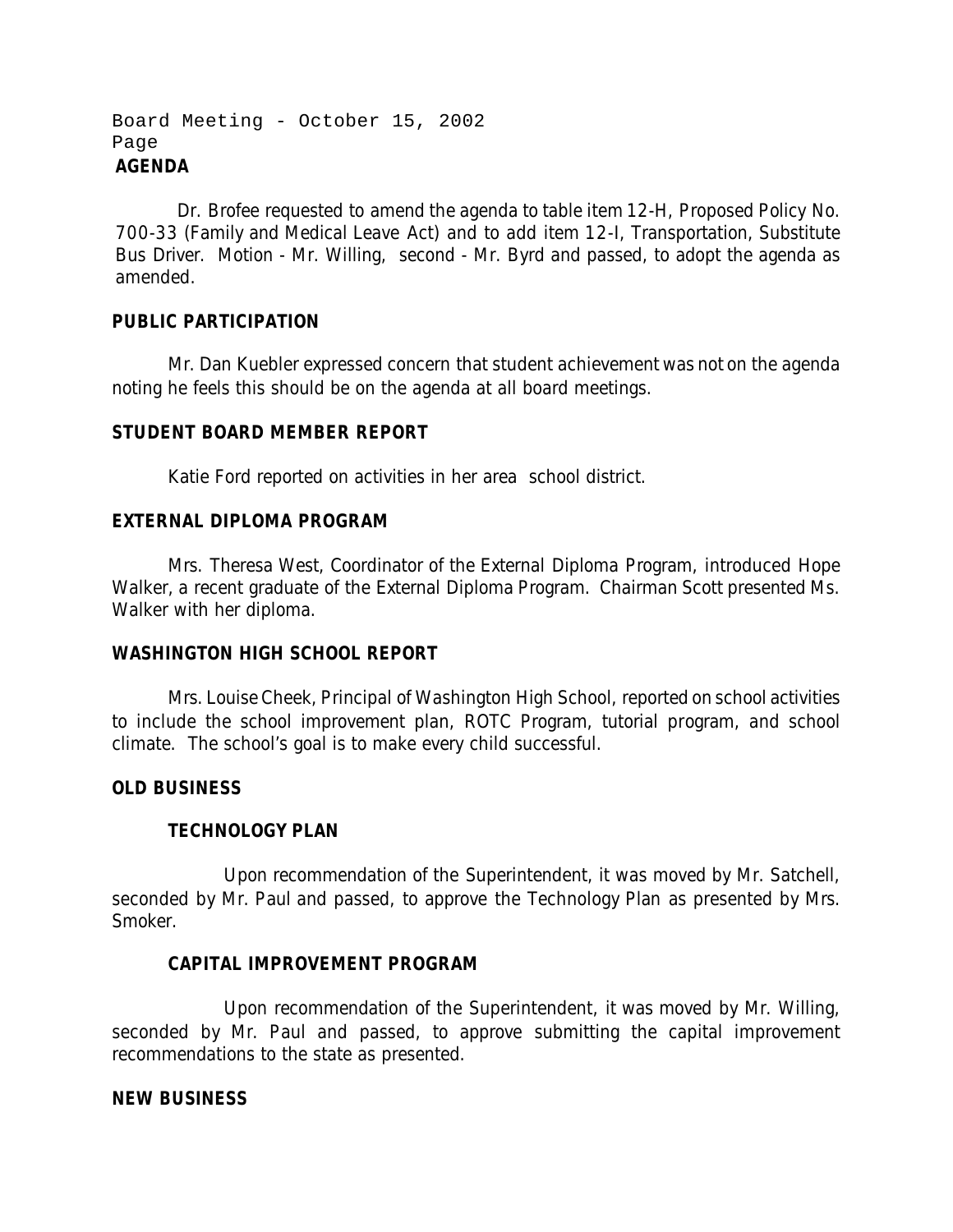**AGENDA**

Dr. Brofee requested to amend the agenda to table item 12-H, Proposed Policy No. 700-33 (Family and Medical Leave Act) and to add item 12-I, Transportation, Substitute Bus Driver. Motion - Mr. Willing, second - Mr. Byrd and passed, to adopt the agenda as amended.

**PUBLIC PARTICIPATION**

Mr. Dan Kuebler expressed concern that student achievement was not on the agenda noting he feels this should be on the agenda at all board meetings.

**STUDENT BOARD MEMBER REPORT**

Katie Ford reported on activities in her area school district.

**EXTERNAL DIPLOMA PROGRAM**

Mrs. Theresa West, Coordinator of the External Diploma Program, introduced Hope Walker, a recent graduate of the External Diploma Program. Chairman Scott presented Ms. Walker with her diploma.

**WASHINGTON HIGH SCHOOL REPORT**

Mrs. Louise Cheek, Principal of Washington High School, reported on school activities to include the school improvement plan, ROTC Program, tutorial program, and school climate. The school's goal is to make every child successful.

**OLD BUSINESS**

**TECHNOLOGY PLAN**

Upon recommendation of the Superintendent, it was moved by Mr. Satchell, seconded by Mr. Paul and passed, to approve the Technology Plan as presented by Mrs. Smoker.

**CAPITAL IMPROVEMENT PROGRAM**

Upon recommendation of the Superintendent, it was moved by Mr. Willing, seconded by Mr. Paul and passed, to approve submitting the capital improvement recommendations to the state as presented.

**NEW BUSINESS**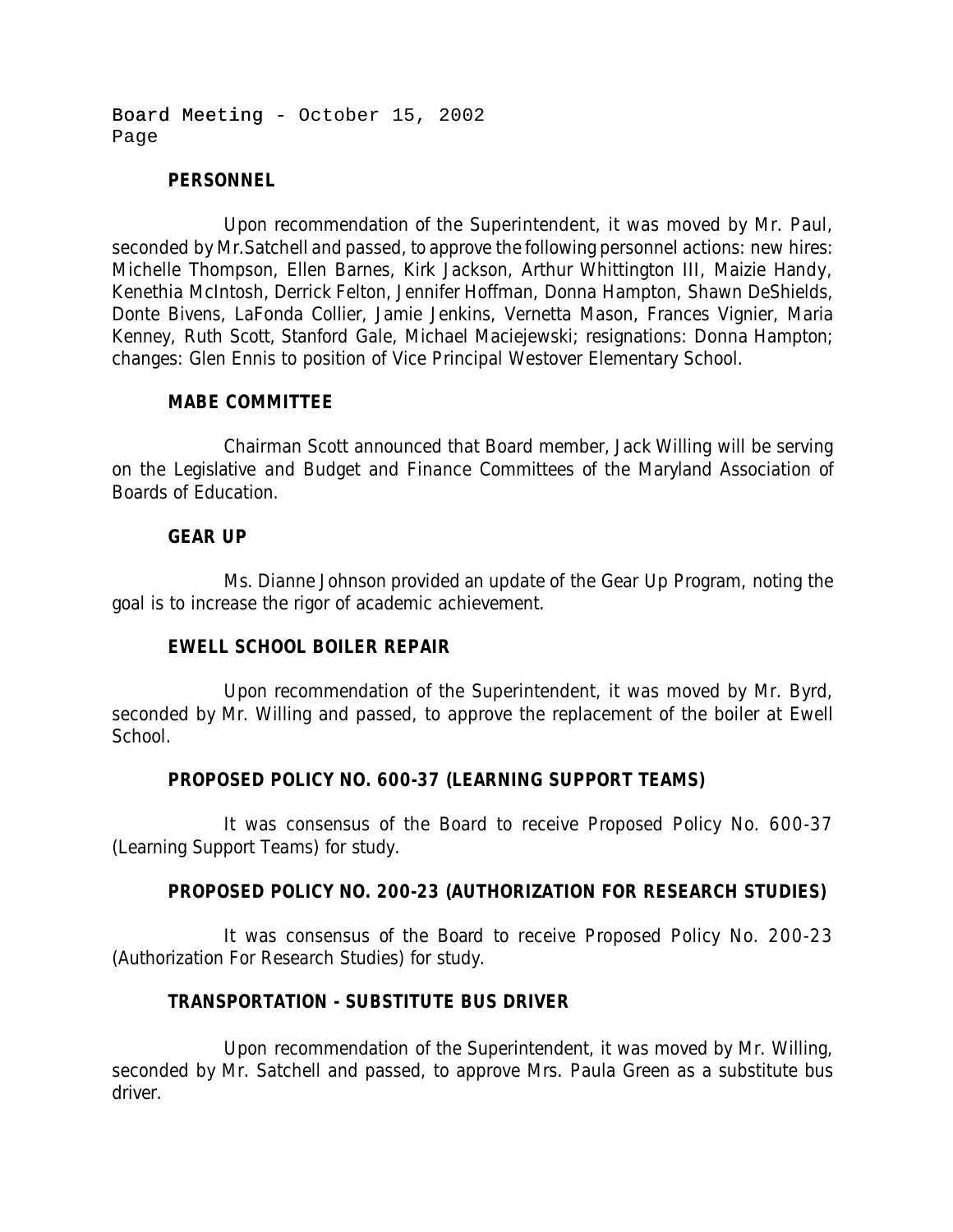### PERSONNEL

Upon recommendation of the Superintendent, it was moved by Mr. Paul, seconded by Mr.Satchell and passed, to approve the following personnel actions: new hires: Michelle Thompson, Ellen Barnes, Kirk Jackson, Arthur Whittington III, Maizie Handy, Kenethia McIntosh, Derrick Felton, Jennifer Hoffman, Donna Hampton, Shawn DeShields, Donte Bivens, LaFonda Collier, Jamie Jenkins, Vernetta Mason, Frances Vignier, Maria Kenney, Ruth Scott, Stanford Gale, Michael Maciejewski; resignations: Donna Hampton; changes: Glen Ennis to position of Vice Principal Westover Elementary School.

### MABE COMMITTEE

Chairman Scott announced that Board member, Jack Willing will be serving on the Legislative and Budget and Finance Committees of the Maryland Association of Boards of Education.

### GEAR UP

Ms. Dianne Johnson provided an update of the Gear Up Program, noting the goal is to increase the rigor of academic achievement.

### EWELL SCHOOL BOILER REPAIR

Upon recommendation of the Superintendent, it was moved by Mr. Byrd, seconded by Mr. Willing and passed, to approve the replacement of the boiler at Ewell School.

### PROPOSED POLICY NO. 600-37 (LEARNING SUPPORT TEAMS)

It was consensus of the Board to receive Proposed Policy No. 600-37 (Learning Support Teams) for study.

### PROPOSED POLICY NO. 200-23 (AUTHORIZATION FOR RESEARCH STUDIES)

It was consensus of the Board to receive Proposed Policy No. 200-23 (Authorization For Research Studies) for study.

### TRANSPORTATION - SUBSTITUTE BUS DRIVER

Upon recommendation of the Superintendent, it was moved by Mr. Willing, seconded by Mr. Satchell and passed, to approve Mrs. Paula Green as a substitute bus driver.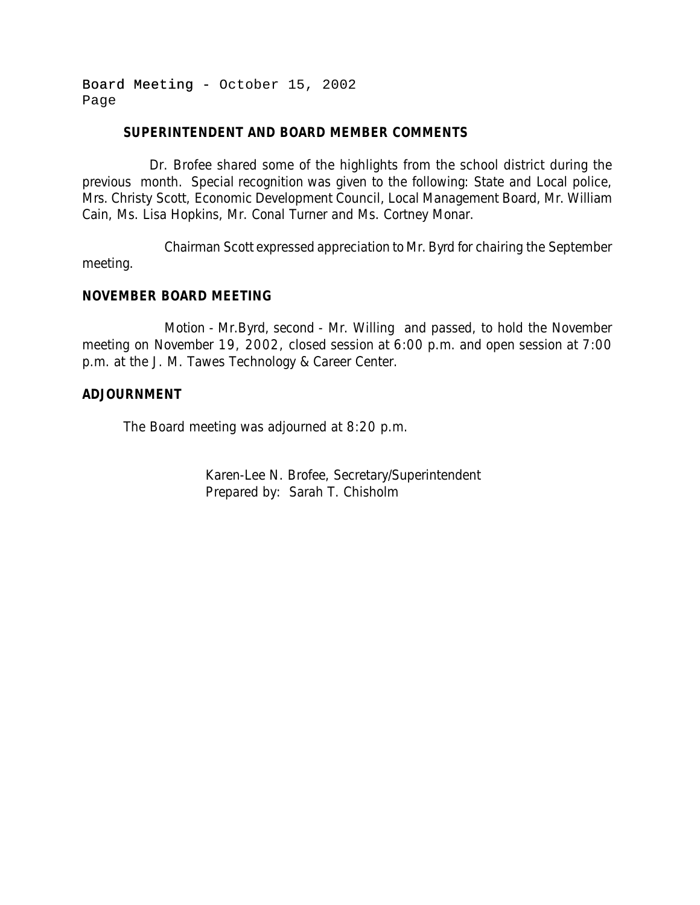## SUPERINTENDENT AND BOARD MEMBER COMMENTS

Dr. Brofee shared some of the highlights from the school district during the previous month. Special recognition was given to the following: State and Local police, Mrs. Christy Scott, Economic Development Council, Local Management Board, Mr. William Cain, Ms. Lisa Hopkins, Mr. Conal Turner and Ms. Cortney Monar.

Chairman Scott expressed appreciation to Mr. Byrd for chairing the September meeting.

## NOVEMBER BOARD MEETING

Motion - Mr.Byrd, second - Mr. Willing and passed, to hold the November meeting on November 19, 2002, closed session at 6:00 p.m. and open session at 7:00 p.m. at the J. M. Tawes Technology & Career Center.

## ADJOURNMENT

The Board meeting was adjourned at 8:20 p.m.

Karen-Lee N. Brofee, Secretary/Superintendent
Prepared by: Sarah T. Chisholm